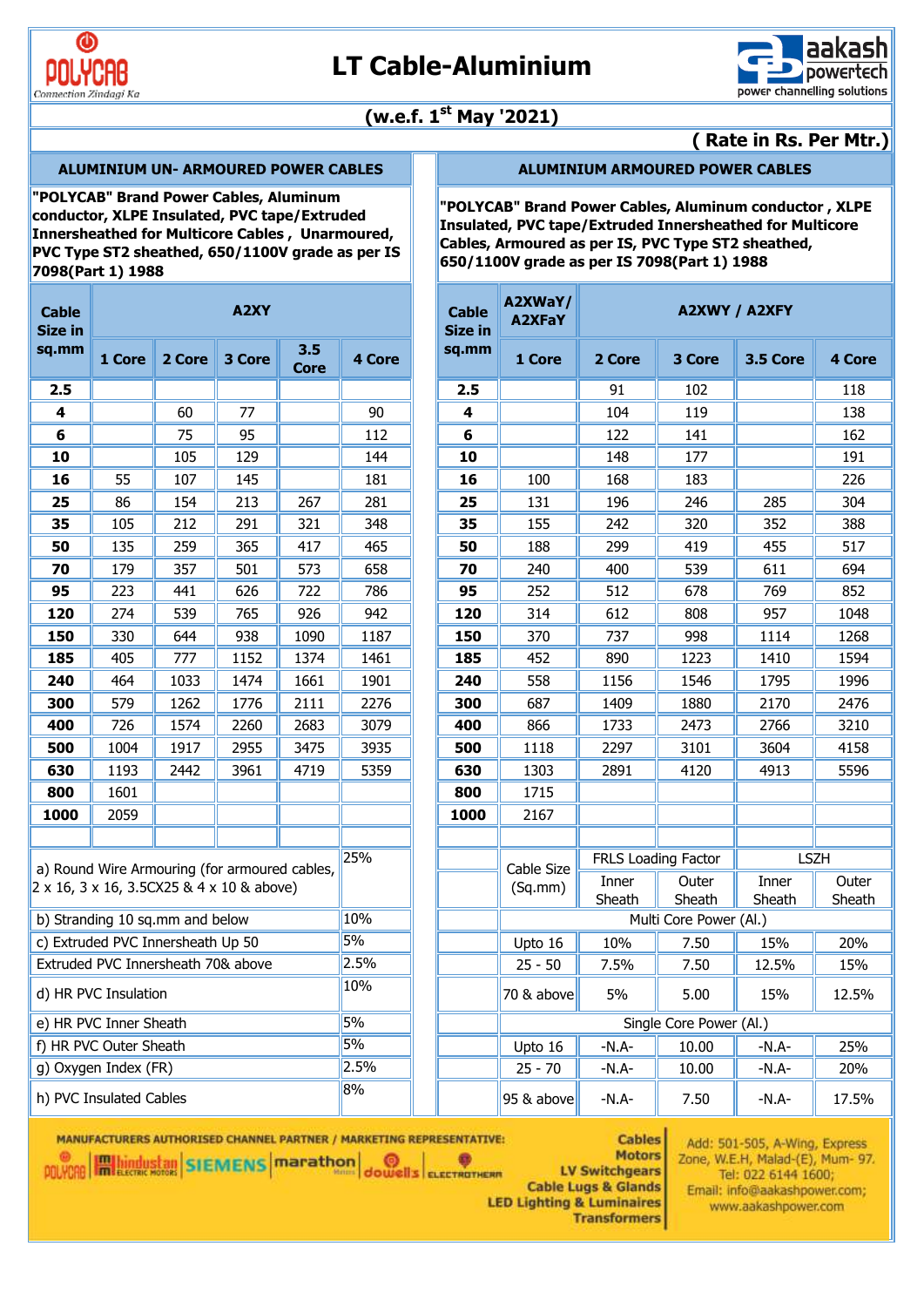POLYCAB
Connection Zindagi Ka

# LT Cable-Aluminium

aakash powertech
power channelling solutions

**(w.e.f. 1st May '2021)**

**( Rate in Rs. Per Mtr.)**

## ALUMINIUM UN- ARMOURED POWER CABLES

**"POLYCAB" Brand Power Cables, Aluminum conductor, XLPE Insulated, PVC tape/Extruded Innersheathed for Multicore Cables , Unarmoured, PVC Type ST2 sheathed, 650/1100V grade as per IS 7098(Part 1) 1988**

| Cable Size in sq.mm | A2XY | | | | |
|---|---|---|---|---|---|
| | 1 Core | 2 Core | 3 Core | 3.5 Core | 4 Core |
| **2.5** | | | | | |
| **4** | | 60 | 77 | | 90 |
| **6** | | 75 | 95 | | 112 |
| **10** | | 105 | 129 | | 144 |
| **16** | 55 | 107 | 145 | | 181 |
| **25** | 86 | 154 | 213 | 267 | 281 |
| **35** | 105 | 212 | 291 | 321 | 348 |
| **50** | 135 | 259 | 365 | 417 | 465 |
| **70** | 179 | 357 | 501 | 573 | 658 |
| **95** | 223 | 441 | 626 | 722 | 786 |
| **120** | 274 | 539 | 765 | 926 | 942 |
| **150** | 330 | 644 | 938 | 1090 | 1187 |
| **185** | 405 | 777 | 1152 | 1374 | 1461 |
| **240** | 464 | 1033 | 1474 | 1661 | 1901 |
| **300** | 579 | 1262 | 1776 | 2111 | 2276 |
| **400** | 726 | 1574 | 2260 | 2683 | 3079 |
| **500** | 1004 | 1917 | 2955 | 3475 | 3935 |
| **630** | 1193 | 2442 | 3961 | 4719 | 5359 |
| **800** | 1601 | | | | |
| **1000** | 2059 | | | | |

| | |
|---|---|
| a) Round Wire Armouring (for armoured cables, 2 x 16, 3 x 16, 3.5CX25 & 4 x 10 & above) | 25% |
| b) Stranding 10 sq.mm and below | 10% |
| c) Extruded PVC Innersheath Up 50 | 5% |
| Extruded PVC Innersheath 70& above | 2.5% |
| d) HR PVC Insulation | 10% |
| e) HR PVC Inner Sheath | 5% |
| f) HR PVC Outer Sheath | 5% |
| g) Oxygen Index (FR) | 2.5% |
| h) PVC Insulated Cables | 8% |

## ALUMINIUM ARMOURED POWER CABLES

**"POLYCAB" Brand Power Cables, Aluminum conductor , XLPE Insulated, PVC tape/Extruded Innersheathed for Multicore Cables, Armoured as per IS, PVC Type ST2 sheathed, 650/1100V grade as per IS 7098(Part 1) 1988**

| Cable Size in sq.mm | A2XWaY/ A2XFaY | A2XWY / A2XFY | | | |
|---|---|---|---|---|---|
| | 1 Core | 2 Core | 3 Core | 3.5 Core | 4 Core |
| **2.5** | | 91 | 102 | | 118 |
| **4** | | 104 | 119 | | 138 |
| **6** | | 122 | 141 | | 162 |
| **10** | | 148 | 177 | | 191 |
| **16** | 100 | 168 | 183 | | 226 |
| **25** | 131 | 196 | 246 | 285 | 304 |
| **35** | 155 | 242 | 320 | 352 | 388 |
| **50** | 188 | 299 | 419 | 455 | 517 |
| **70** | 240 | 400 | 539 | 611 | 694 |
| **95** | 252 | 512 | 678 | 769 | 852 |
| **120** | 314 | 612 | 808 | 957 | 1048 |
| **150** | 370 | 737 | 998 | 1114 | 1268 |
| **185** | 452 | 890 | 1223 | 1410 | 1594 |
| **240** | 558 | 1156 | 1546 | 1795 | 1996 |
| **300** | 687 | 1409 | 1880 | 2170 | 2476 |
| **400** | 866 | 1733 | 2473 | 2766 | 3210 |
| **500** | 1118 | 2297 | 3101 | 3604 | 4158 |
| **630** | 1303 | 2891 | 4120 | 4913 | 5596 |
| **800** | 1715 | | | | |
| **1000** | 2167 | | | | |

| Cable Size (Sq.mm) | FRLS Loading Factor | | LSZH | |
|---|---|---|---|---|
| | Inner Sheath | Outer Sheath | Inner Sheath | Outer Sheath |
| Multi Core Power (Al.) | | | | |
| Upto 16 | 10% | 7.50 | 15% | 20% |
| 25 - 50 | 7.5% | 7.50 | 12.5% | 15% |
| 70 & above | 5% | 5.00 | 15% | 12.5% |
| Single Core Power (Al.) | | | | |
| Upto 16 | -N.A- | 10.00 | -N.A- | 25% |
| 25 - 70 | -N.A- | 10.00 | -N.A- | 20% |
| 95 & above | -N.A- | 7.50 | -N.A- | 17.5% |

MANUFACTURERS AUTHORISED CHANNEL PARTNER / MARKETING REPRESENTATIVE:

POLYCAB | hindustan ELECTRIC MOTORS | SIEMENS | marathon | dowell's | ELECTROTHERM

Cables
Motors
LV Switchgears
Cable Lugs & Glands
LED Lighting & Luminaires
Transformers

Add: 501-505, A-Wing, Express Zone, W.E.H, Malad-(E), Mum- 97.
Tel: 022 6144 1600;
Email: info@aakashpower.com;
www.aakashpower.com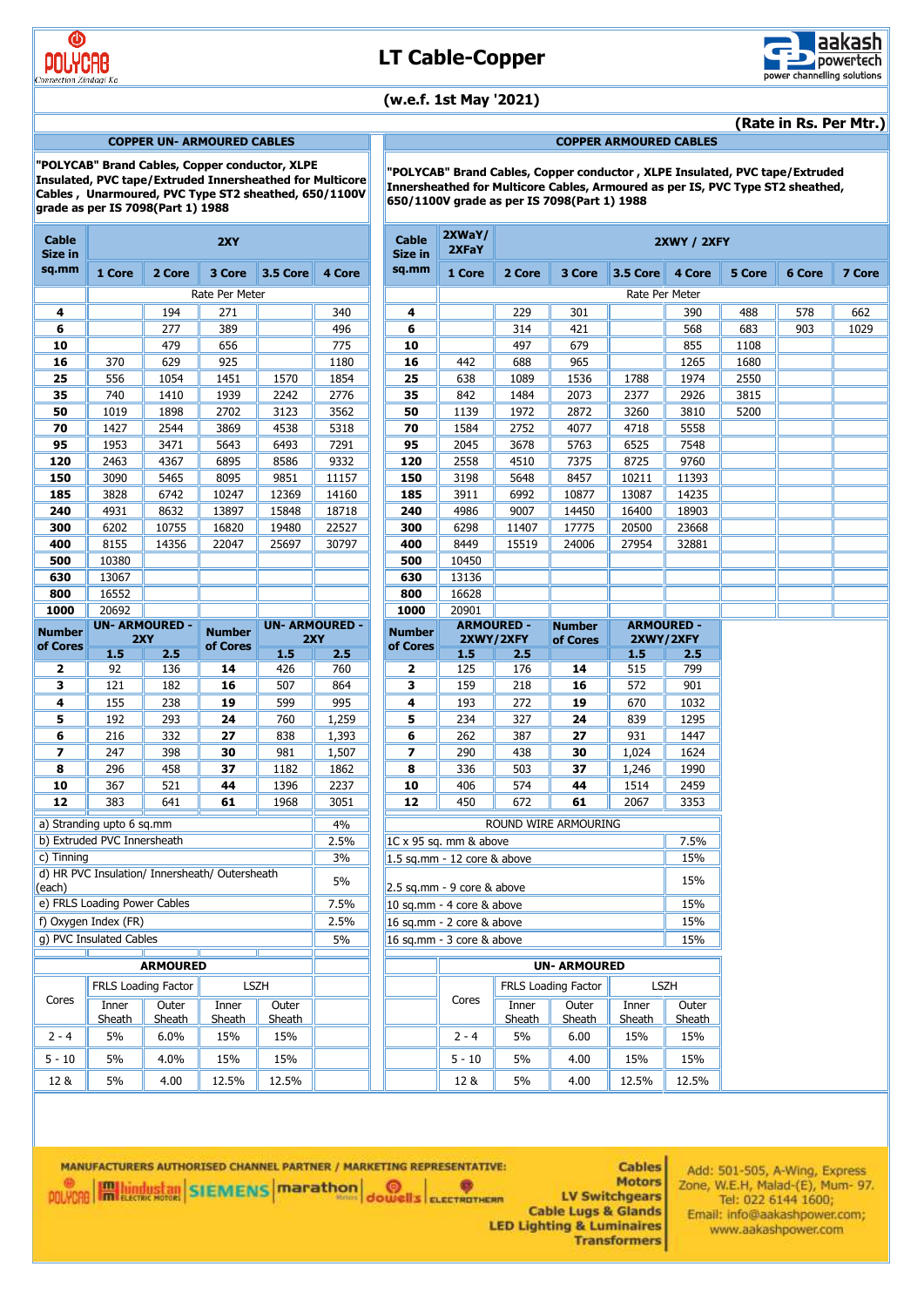# LT Cable-Copper

**(w.e.f. 1st May '2021)**

**(Rate in Rs. Per Mtr.)**

## COPPER UN- ARMOURED CABLES

**"POLYCAB" Brand Cables, Copper conductor, XLPE Insulated, PVC tape/Extruded Innersheathed for Multicore Cables , Unarmoured, PVC Type ST2 sheathed, 650/1100V grade as per IS 7098(Part 1) 1988**

| Cable Size in sq.mm | 2XY | | | | |
|---|---|---|---|---|---|
| | 1 Core | 2 Core | 3 Core | 3.5 Core | 4 Core |
| | Rate Per Meter | | | | |
| 4 | | 194 | 271 | | 340 |
| 6 | | 277 | 389 | | 496 |
| 10 | | 479 | 656 | | 775 |
| 16 | 370 | 629 | 925 | | 1180 |
| 25 | 556 | 1054 | 1451 | 1570 | 1854 |
| 35 | 740 | 1410 | 1939 | 2242 | 2776 |
| 50 | 1019 | 1898 | 2702 | 3123 | 3562 |
| 70 | 1427 | 2544 | 3869 | 4538 | 5318 |
| 95 | 1953 | 3471 | 5643 | 6493 | 7291 |
| 120 | 2463 | 4367 | 6895 | 8586 | 9332 |
| 150 | 3090 | 5465 | 8095 | 9851 | 11157 |
| 185 | 3828 | 6742 | 10247 | 12369 | 14160 |
| 240 | 4931 | 8632 | 13897 | 15848 | 18718 |
| 300 | 6202 | 10755 | 16820 | 19480 | 22527 |
| 400 | 8155 | 14356 | 22047 | 25697 | 30797 |
| 500 | 10380 | | | | |
| 630 | 13067 | | | | |
| 800 | 16552 | | | | |
| 1000 | 20692 | | | | |

| Number of Cores | UN- ARMOURED - 2XY | | Number of Cores | UN- ARMOURED - 2XY | |
|---|---|---|---|---|---|
| | 1.5 | 2.5 | | 1.5 | 2.5 |
| 2 | 92 | 136 | 14 | 426 | 760 |
| 3 | 121 | 182 | 16 | 507 | 864 |
| 4 | 155 | 238 | 19 | 599 | 995 |
| 5 | 192 | 293 | 24 | 760 | 1,259 |
| 6 | 216 | 332 | 27 | 838 | 1,393 |
| 7 | 247 | 398 | 30 | 981 | 1,507 |
| 8 | 296 | 458 | 37 | 1182 | 1862 |
| 10 | 367 | 521 | 44 | 1396 | 2237 |
| 12 | 383 | 641 | 61 | 1968 | 3051 |

| | |
|---|---|
| a) Stranding upto 6 sq.mm | 4% |
| b) Extruded PVC Innersheath | 2.5% |
| c) Tinning | 3% |
| d) HR PVC Insulation/ Innersheath/ Outersheath (each) | 5% |
| e) FRLS Loading Power Cables | 7.5% |
| f) Oxygen Index (FR) | 2.5% |
| g) PVC Insulated Cables | 5% |

**ARMOURED**

| Cores | FRLS Loading Factor | | LSZH | |
|---|---|---|---|---|
| | Inner Sheath | Outer Sheath | Inner Sheath | Outer Sheath |
| 2 - 4 | 5% | 6.0% | 15% | 15% |
| 5 - 10 | 5% | 4.0% | 15% | 15% |
| 12 & | 5% | 4.00 | 12.5% | 12.5% |

## COPPER ARMOURED CABLES

**"POLYCAB" Brand Cables, Copper conductor , XLPE Insulated, PVC tape/Extruded Innersheathed for Multicore Cables, Armoured as per IS, PVC Type ST2 sheathed, 650/1100V grade as per IS 7098(Part 1) 1988**

| Cable Size in sq.mm | 2XWaY/ 2XFaY | 2XWY / 2XFY | | | | | | |
|---|---|---|---|---|---|---|---|---|
| | 1 Core | 2 Core | 3 Core | 3.5 Core | 4 Core | 5 Core | 6 Core | 7 Core |
| | Rate Per Meter | | | | | | | |
| 4 | | 229 | 301 | | 390 | 488 | 578 | 662 |
| 6 | | 314 | 421 | | 568 | 683 | 903 | 1029 |
| 10 | | 497 | 679 | | 855 | 1108 | | |
| 16 | 442 | 688 | 965 | | 1265 | 1680 | | |
| 25 | 638 | 1089 | 1536 | 1788 | 1974 | 2550 | | |
| 35 | 842 | 1484 | 2073 | 2377 | 2926 | 3815 | | |
| 50 | 1139 | 1972 | 2872 | 3260 | 3810 | 5200 | | |
| 70 | 1584 | 2752 | 4077 | 4718 | 5558 | | | |
| 95 | 2045 | 3678 | 5763 | 6525 | 7548 | | | |
| 120 | 2558 | 4510 | 7375 | 8725 | 9760 | | | |
| 150 | 3198 | 5648 | 8457 | 10211 | 11393 | | | |
| 185 | 3911 | 6992 | 10877 | 13087 | 14235 | | | |
| 240 | 4986 | 9007 | 14450 | 16400 | 18903 | | | |
| 300 | 6298 | 11407 | 17775 | 20500 | 23668 | | | |
| 400 | 8449 | 15519 | 24006 | 27954 | 32881 | | | |
| 500 | 10450 | | | | | | | |
| 630 | 13136 | | | | | | | |
| 800 | 16628 | | | | | | | |
| 1000 | 20901 | | | | | | | |

| Number of Cores | ARMOURED - 2XWY/2XFY | | Number of Cores | ARMOURED - 2XWY/2XFY | |
|---|---|---|---|---|---|
| | 1.5 | 2.5 | | 1.5 | 2.5 |
| 2 | 125 | 176 | 14 | 515 | 799 |
| 3 | 159 | 218 | 16 | 572 | 901 |
| 4 | 193 | 272 | 19 | 670 | 1032 |
| 5 | 234 | 327 | 24 | 839 | 1295 |
| 6 | 262 | 387 | 27 | 931 | 1447 |
| 7 | 290 | 438 | 30 | 1,024 | 1624 |
| 8 | 336 | 503 | 37 | 1,246 | 1990 |
| 10 | 406 | 574 | 44 | 1514 | 2459 |
| 12 | 450 | 672 | 61 | 2067 | 3353 |

| ROUND WIRE ARMOURING | |
|---|---|
| 1C x 95 sq. mm & above | 7.5% |
| 1.5 sq.mm - 12 core & above | 15% |
| 2.5 sq.mm - 9 core & above | 15% |
| 10 sq.mm - 4 core & above | 15% |
| 16 sq.mm - 2 core & above | 15% |
| 16 sq.mm - 3 core & above | 15% |

**UN- ARMOURED**

| Cores | FRLS Loading Factor | | LSZH | |
|---|---|---|---|---|
| | Inner Sheath | Outer Sheath | Inner Sheath | Outer Sheath |
| 2 - 4 | 5% | 6.00 | 15% | 15% |
| 5 - 10 | 5% | 4.00 | 15% | 15% |
| 12 & | 5% | 4.00 | 12.5% | 12.5% |

MANUFACTURERS AUTHORISED CHANNEL PARTNER / MARKETING REPRESENTATIVE:

Cables
Motors
LV Switchgears
Cable Lugs & Glands
LED Lighting & Luminaires
Transformers

Add: 501-505, A-Wing, Express Zone, W.E.H, Malad-(E), Mum- 97.
Tel: 022 6144 1600;
Email: info@aakashpower.com;
www.aakashpower.com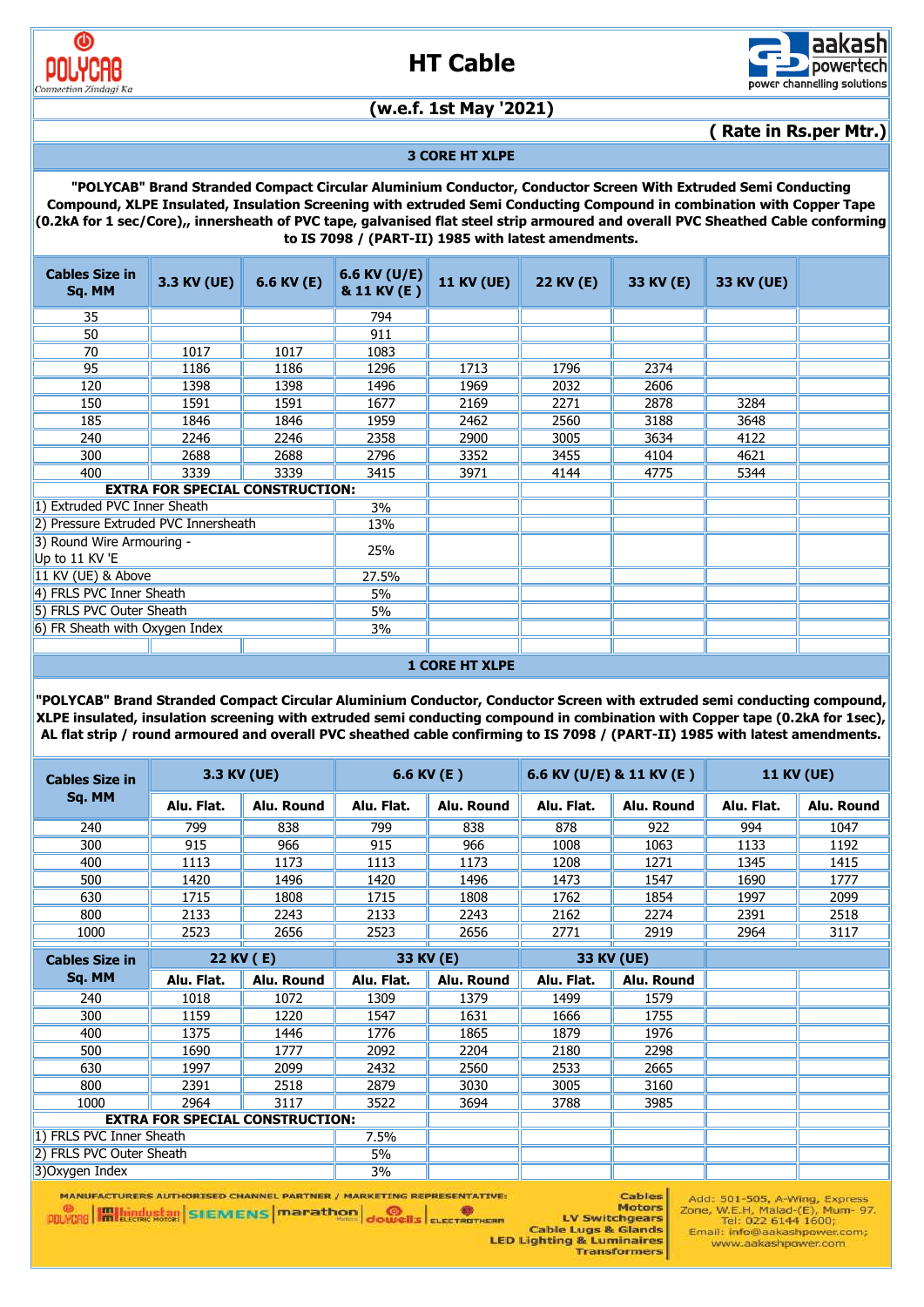# HT Cable

**(w.e.f. 1st May '2021)**

**( Rate in Rs.per Mtr.)**

## 3 CORE HT XLPE

**"POLYCAB" Brand Stranded Compact Circular Aluminium Conductor, Conductor Screen With Extruded Semi Conducting Compound, XLPE Insulated, Insulation Screening with extruded Semi Conducting Compound in combination with Copper Tape (0.2kA for 1 sec/Core),, innersheath of PVC tape, galvanised flat steel strip armoured and overall PVC Sheathed Cable conforming to IS 7098 / (PART-II) 1985 with latest amendments.**

| Cables Size in Sq. MM | 3.3 KV (UE) | 6.6 KV (E) | 6.6 KV (U/E) & 11 KV (E) | 11 KV (UE) | 22 KV (E) | 33 KV (E) | 33 KV (UE) | |
|---|---|---|---|---|---|---|---|---|
| 35 | | | 794 | | | | | |
| 50 | | | 911 | | | | | |
| 70 | 1017 | 1017 | 1083 | | | | | |
| 95 | 1186 | 1186 | 1296 | 1713 | 1796 | 2374 | | |
| 120 | 1398 | 1398 | 1496 | 1969 | 2032 | 2606 | | |
| 150 | 1591 | 1591 | 1677 | 2169 | 2271 | 2878 | 3284 | |
| 185 | 1846 | 1846 | 1959 | 2462 | 2560 | 3188 | 3648 | |
| 240 | 2246 | 2246 | 2358 | 2900 | 3005 | 3634 | 4122 | |
| 300 | 2688 | 2688 | 2796 | 3352 | 3455 | 4104 | 4621 | |
| 400 | 3339 | 3339 | 3415 | 3971 | 4144 | 4775 | 5344 | |

| EXTRA FOR SPECIAL CONSTRUCTION: | |
|---|---|
| 1) Extruded PVC Inner Sheath | 3% |
| 2) Pressure Extruded PVC Innersheath | 13% |
| 3) Round Wire Armouring - Up to 11 KV 'E | 25% |
| 11 KV (UE) & Above | 27.5% |
| 4) FRLS PVC Inner Sheath | 5% |
| 5) FRLS PVC Outer Sheath | 5% |
| 6) FR Sheath with Oxygen Index | 3% |

## 1 CORE HT XLPE

**"POLYCAB" Brand Stranded Compact Circular Aluminium Conductor, Conductor Screen with extruded semi conducting compound, XLPE insulated, insulation screening with extruded semi conducting compound in combination with Copper tape (0.2kA for 1sec), AL flat strip / round armoured and overall PVC sheathed cable confirming to IS 7098 / (PART-II) 1985 with latest amendments.**

| Cables Size in Sq. MM | 3.3 KV (UE) | | 6.6 KV (E) | | 6.6 KV (U/E) & 11 KV (E) | | 11 KV (UE) | |
|---|---|---|---|---|---|---|---|---|
| | Alu. Flat. | Alu. Round | Alu. Flat. | Alu. Round | Alu. Flat. | Alu. Round | Alu. Flat. | Alu. Round |
| 240 | 799 | 838 | 799 | 838 | 878 | 922 | 994 | 1047 |
| 300 | 915 | 966 | 915 | 966 | 1008 | 1063 | 1133 | 1192 |
| 400 | 1113 | 1173 | 1113 | 1173 | 1208 | 1271 | 1345 | 1415 |
| 500 | 1420 | 1496 | 1420 | 1496 | 1473 | 1547 | 1690 | 1777 |
| 630 | 1715 | 1808 | 1715 | 1808 | 1762 | 1854 | 1997 | 2099 |
| 800 | 2133 | 2243 | 2133 | 2243 | 2162 | 2274 | 2391 | 2518 |
| 1000 | 2523 | 2656 | 2523 | 2656 | 2771 | 2919 | 2964 | 3117 |

| Cables Size in Sq. MM | 22 KV (E) | | 33 KV (E) | | 33 KV (UE) | |
|---|---|---|---|---|---|---|
| | Alu. Flat. | Alu. Round | Alu. Flat. | Alu. Round | Alu. Flat. | Alu. Round |
| 240 | 1018 | 1072 | 1309 | 1379 | 1499 | 1579 |
| 300 | 1159 | 1220 | 1547 | 1631 | 1666 | 1755 |
| 400 | 1375 | 1446 | 1776 | 1865 | 1879 | 1976 |
| 500 | 1690 | 1777 | 2092 | 2204 | 2180 | 2298 |
| 630 | 1997 | 2099 | 2432 | 2560 | 2533 | 2665 |
| 800 | 2391 | 2518 | 2879 | 3030 | 3005 | 3160 |
| 1000 | 2964 | 3117 | 3522 | 3694 | 3788 | 3985 |

| EXTRA FOR SPECIAL CONSTRUCTION: | |
|---|---|
| 1) FRLS PVC Inner Sheath | 7.5% |
| 2) FRLS PVC Outer Sheath | 5% |
| 3)Oxygen Index | 3% |

MANUFACTURERS AUTHORISED CHANNEL PARTNER / MARKETING REPRESENTATIVE:

Cables
Motors
LV Switchgears
Cable Lugs & Glands
LED Lighting & Luminaires
Transformers

Add: 501-505, A-Wing, Express Zone, W.E.H, Malad-(E), Mum- 97.
Tel: 022 6144 1600;
Email: info@aakashpower.com;
www.aakashpower.com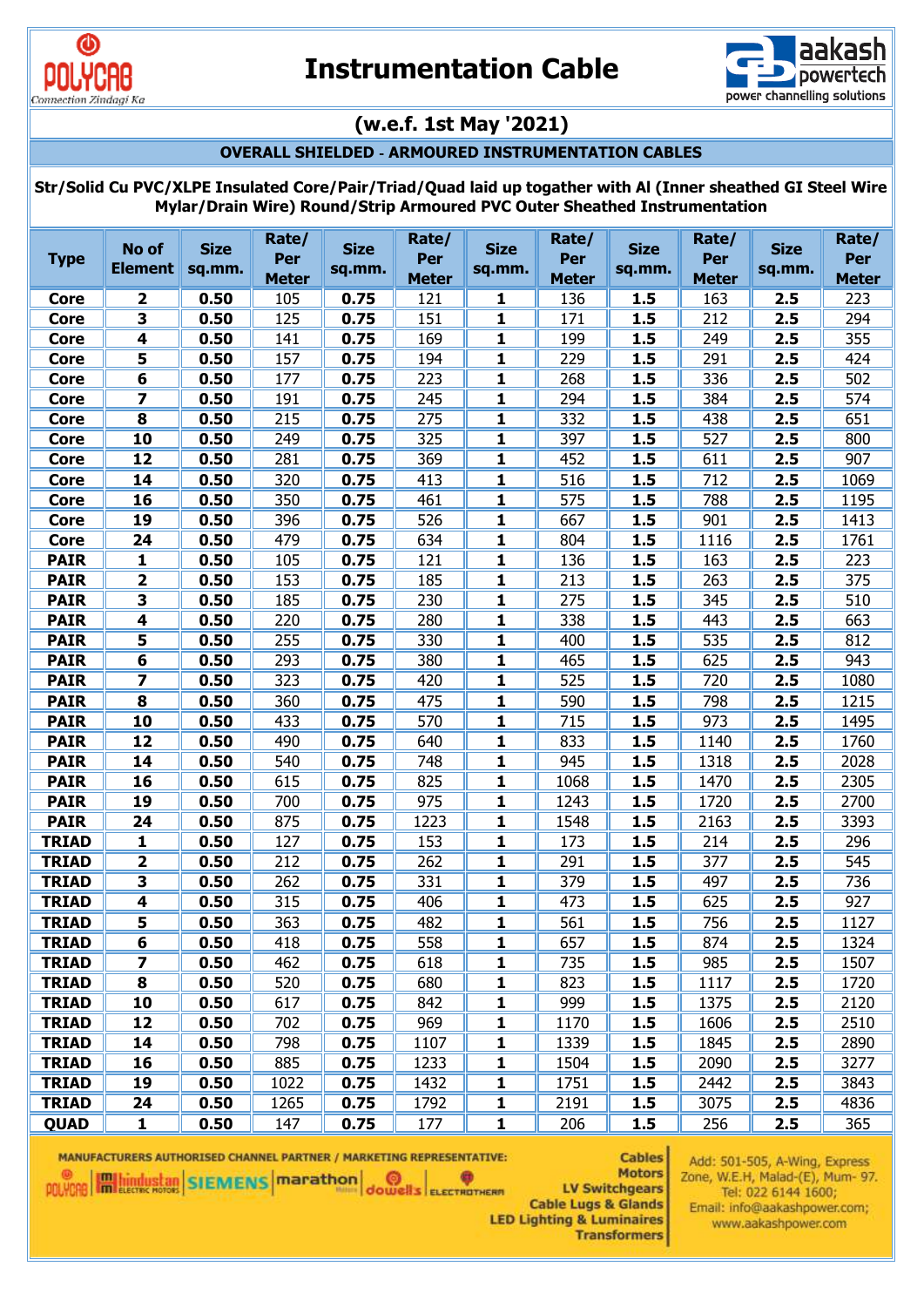POLYCAB
Connection Zindagi Ka

# Instrumentation Cable

aakash powertech
power channelling solutions

## (w.e.f. 1st May '2021)

### OVERALL SHIELDED - ARMOURED INSTRUMENTATION CABLES

**Str/Solid Cu PVC/XLPE Insulated Core/Pair/Triad/Quad laid up togather with Al (Inner sheathed GI Steel Wire Mylar/Drain Wire) Round/Strip Armoured PVC Outer Sheathed Instrumentation**

| Type | No of Element | Size sq.mm. | Rate/ Per Meter | Size sq.mm. | Rate/ Per Meter | Size sq.mm. | Rate/ Per Meter | Size sq.mm. | Rate/ Per Meter | Size sq.mm. | Rate/ Per Meter |
|---|---|---|---|---|---|---|---|---|---|---|---|
| Core | 2 | 0.50 | 105 | 0.75 | 121 | 1 | 136 | 1.5 | 163 | 2.5 | 223 |
| Core | 3 | 0.50 | 125 | 0.75 | 151 | 1 | 171 | 1.5 | 212 | 2.5 | 294 |
| Core | 4 | 0.50 | 141 | 0.75 | 169 | 1 | 199 | 1.5 | 249 | 2.5 | 355 |
| Core | 5 | 0.50 | 157 | 0.75 | 194 | 1 | 229 | 1.5 | 291 | 2.5 | 424 |
| Core | 6 | 0.50 | 177 | 0.75 | 223 | 1 | 268 | 1.5 | 336 | 2.5 | 502 |
| Core | 7 | 0.50 | 191 | 0.75 | 245 | 1 | 294 | 1.5 | 384 | 2.5 | 574 |
| Core | 8 | 0.50 | 215 | 0.75 | 275 | 1 | 332 | 1.5 | 438 | 2.5 | 651 |
| Core | 10 | 0.50 | 249 | 0.75 | 325 | 1 | 397 | 1.5 | 527 | 2.5 | 800 |
| Core | 12 | 0.50 | 281 | 0.75 | 369 | 1 | 452 | 1.5 | 611 | 2.5 | 907 |
| Core | 14 | 0.50 | 320 | 0.75 | 413 | 1 | 516 | 1.5 | 712 | 2.5 | 1069 |
| Core | 16 | 0.50 | 350 | 0.75 | 461 | 1 | 575 | 1.5 | 788 | 2.5 | 1195 |
| Core | 19 | 0.50 | 396 | 0.75 | 526 | 1 | 667 | 1.5 | 901 | 2.5 | 1413 |
| Core | 24 | 0.50 | 479 | 0.75 | 634 | 1 | 804 | 1.5 | 1116 | 2.5 | 1761 |
| PAIR | 1 | 0.50 | 105 | 0.75 | 121 | 1 | 136 | 1.5 | 163 | 2.5 | 223 |
| PAIR | 2 | 0.50 | 153 | 0.75 | 185 | 1 | 213 | 1.5 | 263 | 2.5 | 375 |
| PAIR | 3 | 0.50 | 185 | 0.75 | 230 | 1 | 275 | 1.5 | 345 | 2.5 | 510 |
| PAIR | 4 | 0.50 | 220 | 0.75 | 280 | 1 | 338 | 1.5 | 443 | 2.5 | 663 |
| PAIR | 5 | 0.50 | 255 | 0.75 | 330 | 1 | 400 | 1.5 | 535 | 2.5 | 812 |
| PAIR | 6 | 0.50 | 293 | 0.75 | 380 | 1 | 465 | 1.5 | 625 | 2.5 | 943 |
| PAIR | 7 | 0.50 | 323 | 0.75 | 420 | 1 | 525 | 1.5 | 720 | 2.5 | 1080 |
| PAIR | 8 | 0.50 | 360 | 0.75 | 475 | 1 | 590 | 1.5 | 798 | 2.5 | 1215 |
| PAIR | 10 | 0.50 | 433 | 0.75 | 570 | 1 | 715 | 1.5 | 973 | 2.5 | 1495 |
| PAIR | 12 | 0.50 | 490 | 0.75 | 640 | 1 | 833 | 1.5 | 1140 | 2.5 | 1760 |
| PAIR | 14 | 0.50 | 540 | 0.75 | 748 | 1 | 945 | 1.5 | 1318 | 2.5 | 2028 |
| PAIR | 16 | 0.50 | 615 | 0.75 | 825 | 1 | 1068 | 1.5 | 1470 | 2.5 | 2305 |
| PAIR | 19 | 0.50 | 700 | 0.75 | 975 | 1 | 1243 | 1.5 | 1720 | 2.5 | 2700 |
| PAIR | 24 | 0.50 | 875 | 0.75 | 1223 | 1 | 1548 | 1.5 | 2163 | 2.5 | 3393 |
| TRIAD | 1 | 0.50 | 127 | 0.75 | 153 | 1 | 173 | 1.5 | 214 | 2.5 | 296 |
| TRIAD | 2 | 0.50 | 212 | 0.75 | 262 | 1 | 291 | 1.5 | 377 | 2.5 | 545 |
| TRIAD | 3 | 0.50 | 262 | 0.75 | 331 | 1 | 379 | 1.5 | 497 | 2.5 | 736 |
| TRIAD | 4 | 0.50 | 315 | 0.75 | 406 | 1 | 473 | 1.5 | 625 | 2.5 | 927 |
| TRIAD | 5 | 0.50 | 363 | 0.75 | 482 | 1 | 561 | 1.5 | 756 | 2.5 | 1127 |
| TRIAD | 6 | 0.50 | 418 | 0.75 | 558 | 1 | 657 | 1.5 | 874 | 2.5 | 1324 |
| TRIAD | 7 | 0.50 | 462 | 0.75 | 618 | 1 | 735 | 1.5 | 985 | 2.5 | 1507 |
| TRIAD | 8 | 0.50 | 520 | 0.75 | 680 | 1 | 823 | 1.5 | 1117 | 2.5 | 1720 |
| TRIAD | 10 | 0.50 | 617 | 0.75 | 842 | 1 | 999 | 1.5 | 1375 | 2.5 | 2120 |
| TRIAD | 12 | 0.50 | 702 | 0.75 | 969 | 1 | 1170 | 1.5 | 1606 | 2.5 | 2510 |
| TRIAD | 14 | 0.50 | 798 | 0.75 | 1107 | 1 | 1339 | 1.5 | 1845 | 2.5 | 2890 |
| TRIAD | 16 | 0.50 | 885 | 0.75 | 1233 | 1 | 1504 | 1.5 | 2090 | 2.5 | 3277 |
| TRIAD | 19 | 0.50 | 1022 | 0.75 | 1432 | 1 | 1751 | 1.5 | 2442 | 2.5 | 3843 |
| TRIAD | 24 | 0.50 | 1265 | 0.75 | 1792 | 1 | 2191 | 1.5 | 3075 | 2.5 | 4836 |
| QUAD | 1 | 0.50 | 147 | 0.75 | 177 | 1 | 206 | 1.5 | 256 | 2.5 | 365 |

MANUFACTURERS AUTHORISED CHANNEL PARTNER / MARKETING REPRESENTATIVE:

POLYCAB | hindustan ELECTRIC MOTORS | SIEMENS | marathon | dowells | ELECTROTHERM

Cables
Motors
LV Switchgears
Cable Lugs & Glands
LED Lighting & Luminaires
Transformers

Add: 501-505, A-Wing, Express Zone, W.E.H, Malad-(E), Mum- 97.
Tel: 022 6144 1600;
Email: info@aakashpower.com;
www.aakashpower.com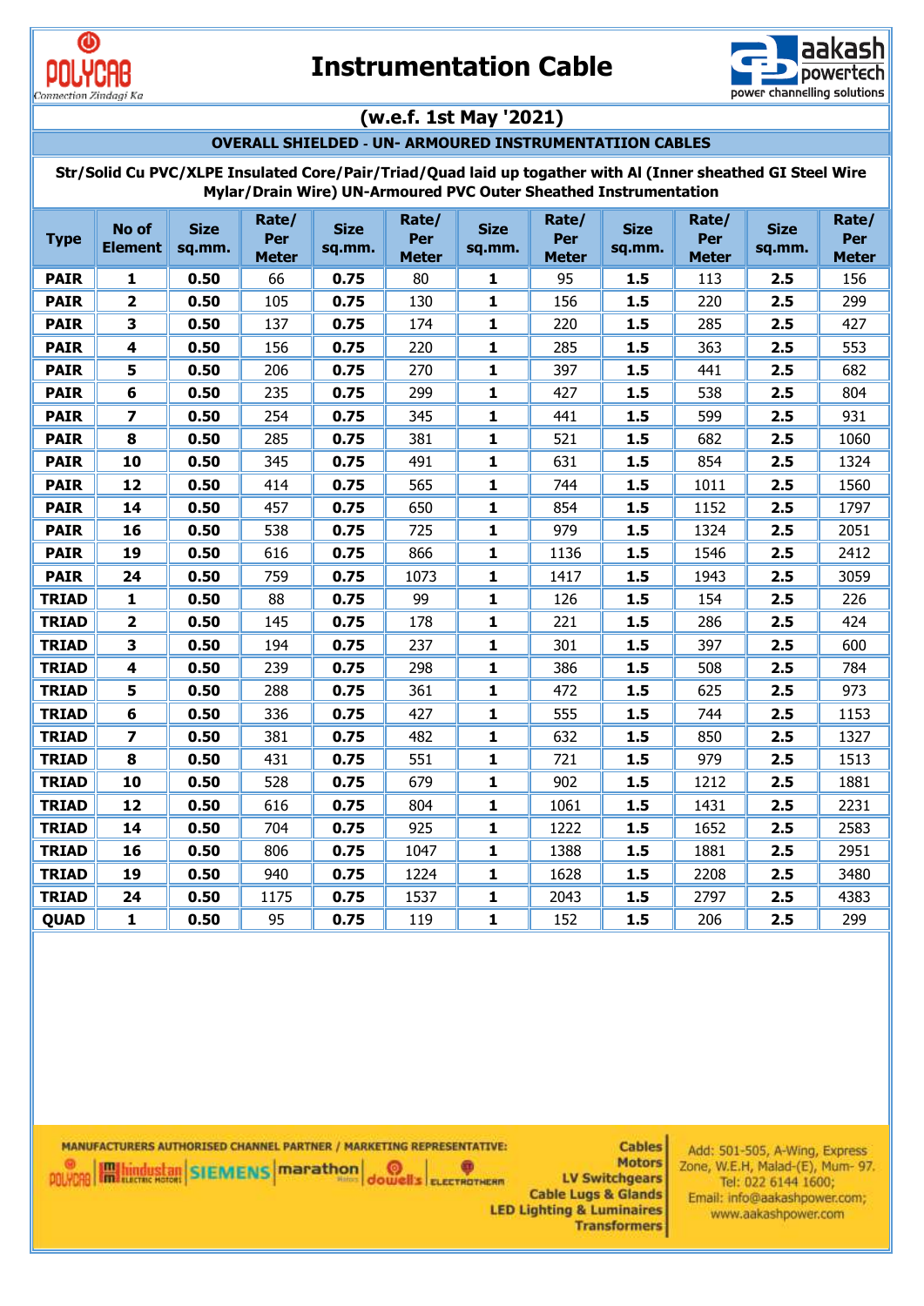# Instrumentation Cable

## (w.e.f. 1st May '2021)

### OVERALL SHIELDED - UN- ARMOURED INSTRUMENTATIION CABLES

**Str/Solid Cu PVC/XLPE Insulated Core/Pair/Triad/Quad laid up togather with Al (Inner sheathed GI Steel Wire Mylar/Drain Wire) UN-Armoured PVC Outer Sheathed Instrumentation**

| Type | No of Element | Size sq.mm. | Rate/ Per Meter | Size sq.mm. | Rate/ Per Meter | Size sq.mm. | Rate/ Per Meter | Size sq.mm. | Rate/ Per Meter | Size sq.mm. | Rate/ Per Meter |
|---|---|---|---|---|---|---|---|---|---|---|---|
| **PAIR** | **1** | **0.50** | 66 | **0.75** | 80 | **1** | 95 | **1.5** | 113 | **2.5** | 156 |
| **PAIR** | **2** | **0.50** | 105 | **0.75** | 130 | **1** | 156 | **1.5** | 220 | **2.5** | 299 |
| **PAIR** | **3** | **0.50** | 137 | **0.75** | 174 | **1** | 220 | **1.5** | 285 | **2.5** | 427 |
| **PAIR** | **4** | **0.50** | 156 | **0.75** | 220 | **1** | 285 | **1.5** | 363 | **2.5** | 553 |
| **PAIR** | **5** | **0.50** | 206 | **0.75** | 270 | **1** | 397 | **1.5** | 441 | **2.5** | 682 |
| **PAIR** | **6** | **0.50** | 235 | **0.75** | 299 | **1** | 427 | **1.5** | 538 | **2.5** | 804 |
| **PAIR** | **7** | **0.50** | 254 | **0.75** | 345 | **1** | 441 | **1.5** | 599 | **2.5** | 931 |
| **PAIR** | **8** | **0.50** | 285 | **0.75** | 381 | **1** | 521 | **1.5** | 682 | **2.5** | 1060 |
| **PAIR** | **10** | **0.50** | 345 | **0.75** | 491 | **1** | 631 | **1.5** | 854 | **2.5** | 1324 |
| **PAIR** | **12** | **0.50** | 414 | **0.75** | 565 | **1** | 744 | **1.5** | 1011 | **2.5** | 1560 |
| **PAIR** | **14** | **0.50** | 457 | **0.75** | 650 | **1** | 854 | **1.5** | 1152 | **2.5** | 1797 |
| **PAIR** | **16** | **0.50** | 538 | **0.75** | 725 | **1** | 979 | **1.5** | 1324 | **2.5** | 2051 |
| **PAIR** | **19** | **0.50** | 616 | **0.75** | 866 | **1** | 1136 | **1.5** | 1546 | **2.5** | 2412 |
| **PAIR** | **24** | **0.50** | 759 | **0.75** | 1073 | **1** | 1417 | **1.5** | 1943 | **2.5** | 3059 |
| **TRIAD** | **1** | **0.50** | 88 | **0.75** | 99 | **1** | 126 | **1.5** | 154 | **2.5** | 226 |
| **TRIAD** | **2** | **0.50** | 145 | **0.75** | 178 | **1** | 221 | **1.5** | 286 | **2.5** | 424 |
| **TRIAD** | **3** | **0.50** | 194 | **0.75** | 237 | **1** | 301 | **1.5** | 397 | **2.5** | 600 |
| **TRIAD** | **4** | **0.50** | 239 | **0.75** | 298 | **1** | 386 | **1.5** | 508 | **2.5** | 784 |
| **TRIAD** | **5** | **0.50** | 288 | **0.75** | 361 | **1** | 472 | **1.5** | 625 | **2.5** | 973 |
| **TRIAD** | **6** | **0.50** | 336 | **0.75** | 427 | **1** | 555 | **1.5** | 744 | **2.5** | 1153 |
| **TRIAD** | **7** | **0.50** | 381 | **0.75** | 482 | **1** | 632 | **1.5** | 850 | **2.5** | 1327 |
| **TRIAD** | **8** | **0.50** | 431 | **0.75** | 551 | **1** | 721 | **1.5** | 979 | **2.5** | 1513 |
| **TRIAD** | **10** | **0.50** | 528 | **0.75** | 679 | **1** | 902 | **1.5** | 1212 | **2.5** | 1881 |
| **TRIAD** | **12** | **0.50** | 616 | **0.75** | 804 | **1** | 1061 | **1.5** | 1431 | **2.5** | 2231 |
| **TRIAD** | **14** | **0.50** | 704 | **0.75** | 925 | **1** | 1222 | **1.5** | 1652 | **2.5** | 2583 |
| **TRIAD** | **16** | **0.50** | 806 | **0.75** | 1047 | **1** | 1388 | **1.5** | 1881 | **2.5** | 2951 |
| **TRIAD** | **19** | **0.50** | 940 | **0.75** | 1224 | **1** | 1628 | **1.5** | 2208 | **2.5** | 3480 |
| **TRIAD** | **24** | **0.50** | 1175 | **0.75** | 1537 | **1** | 2043 | **1.5** | 2797 | **2.5** | 4383 |
| **QUAD** | **1** | **0.50** | 95 | **0.75** | 119 | **1** | 152 | **1.5** | 206 | **2.5** | 299 |

MANUFACTURERS AUTHORISED CHANNEL PARTNER / MARKETING REPRESENTATIVE:

**Cables**
**Motors**
**LV Switchgears**
**Cable Lugs & Glands**
**LED Lighting & Luminaires**
**Transformers**

Add: 501-505, A-Wing, Express Zone, W.E.H, Malad-(E), Mum- 97.
Tel: 022 6144 1600;
Email: info@aakashpower.com;
www.aakashpower.com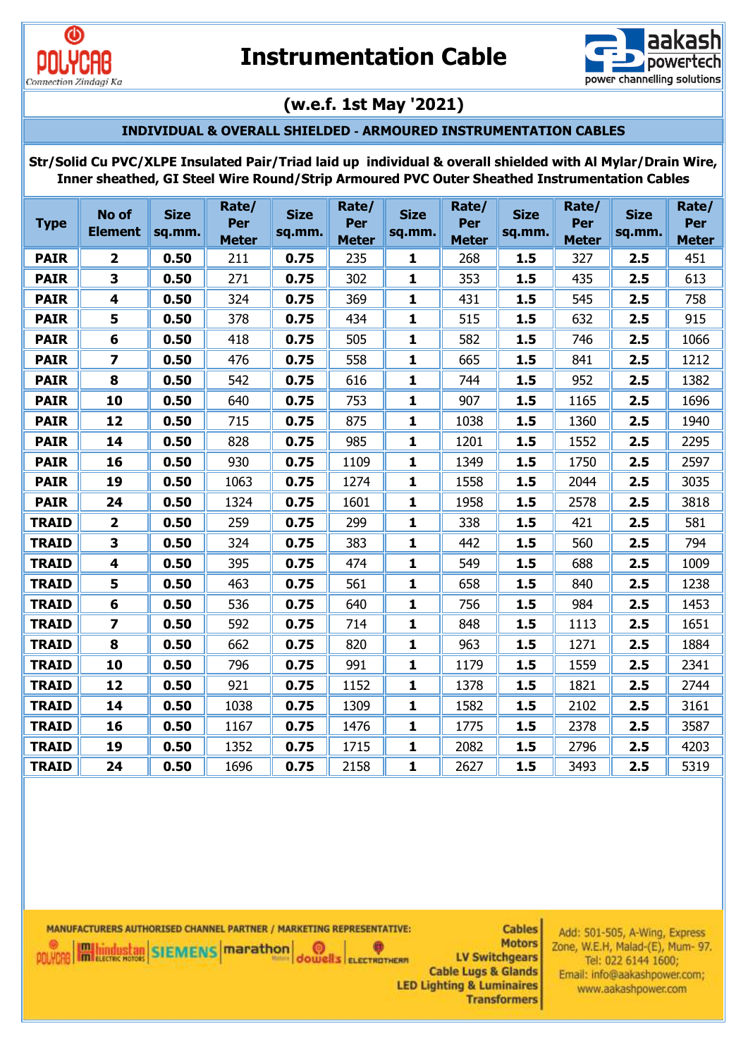# Instrumentation Cable

## (w.e.f. 1st May '2021)

### INDIVIDUAL & OVERALL SHIELDED - ARMOURED INSTRUMENTATION CABLES

**Str/Solid Cu PVC/XLPE Insulated Pair/Triad laid up individual & overall shielded with Al Mylar/Drain Wire, Inner sheathed, GI Steel Wire Round/Strip Armoured PVC Outer Sheathed Instrumentation Cables**

| Type | No of Element | Size sq.mm. | Rate/ Per Meter | Size sq.mm. | Rate/ Per Meter | Size sq.mm. | Rate/ Per Meter | Size sq.mm. | Rate/ Per Meter | Size sq.mm. | Rate/ Per Meter |
|---|---|---|---|---|---|---|---|---|---|---|---|
| PAIR | 2 | 0.50 | 211 | 0.75 | 235 | 1 | 268 | 1.5 | 327 | 2.5 | 451 |
| PAIR | 3 | 0.50 | 271 | 0.75 | 302 | 1 | 353 | 1.5 | 435 | 2.5 | 613 |
| PAIR | 4 | 0.50 | 324 | 0.75 | 369 | 1 | 431 | 1.5 | 545 | 2.5 | 758 |
| PAIR | 5 | 0.50 | 378 | 0.75 | 434 | 1 | 515 | 1.5 | 632 | 2.5 | 915 |
| PAIR | 6 | 0.50 | 418 | 0.75 | 505 | 1 | 582 | 1.5 | 746 | 2.5 | 1066 |
| PAIR | 7 | 0.50 | 476 | 0.75 | 558 | 1 | 665 | 1.5 | 841 | 2.5 | 1212 |
| PAIR | 8 | 0.50 | 542 | 0.75 | 616 | 1 | 744 | 1.5 | 952 | 2.5 | 1382 |
| PAIR | 10 | 0.50 | 640 | 0.75 | 753 | 1 | 907 | 1.5 | 1165 | 2.5 | 1696 |
| PAIR | 12 | 0.50 | 715 | 0.75 | 875 | 1 | 1038 | 1.5 | 1360 | 2.5 | 1940 |
| PAIR | 14 | 0.50 | 828 | 0.75 | 985 | 1 | 1201 | 1.5 | 1552 | 2.5 | 2295 |
| PAIR | 16 | 0.50 | 930 | 0.75 | 1109 | 1 | 1349 | 1.5 | 1750 | 2.5 | 2597 |
| PAIR | 19 | 0.50 | 1063 | 0.75 | 1274 | 1 | 1558 | 1.5 | 2044 | 2.5 | 3035 |
| PAIR | 24 | 0.50 | 1324 | 0.75 | 1601 | 1 | 1958 | 1.5 | 2578 | 2.5 | 3818 |
| TRAID | 2 | 0.50 | 259 | 0.75 | 299 | 1 | 338 | 1.5 | 421 | 2.5 | 581 |
| TRAID | 3 | 0.50 | 324 | 0.75 | 383 | 1 | 442 | 1.5 | 560 | 2.5 | 794 |
| TRAID | 4 | 0.50 | 395 | 0.75 | 474 | 1 | 549 | 1.5 | 688 | 2.5 | 1009 |
| TRAID | 5 | 0.50 | 463 | 0.75 | 561 | 1 | 658 | 1.5 | 840 | 2.5 | 1238 |
| TRAID | 6 | 0.50 | 536 | 0.75 | 640 | 1 | 756 | 1.5 | 984 | 2.5 | 1453 |
| TRAID | 7 | 0.50 | 592 | 0.75 | 714 | 1 | 848 | 1.5 | 1113 | 2.5 | 1651 |
| TRAID | 8 | 0.50 | 662 | 0.75 | 820 | 1 | 963 | 1.5 | 1271 | 2.5 | 1884 |
| TRAID | 10 | 0.50 | 796 | 0.75 | 991 | 1 | 1179 | 1.5 | 1559 | 2.5 | 2341 |
| TRAID | 12 | 0.50 | 921 | 0.75 | 1152 | 1 | 1378 | 1.5 | 1821 | 2.5 | 2744 |
| TRAID | 14 | 0.50 | 1038 | 0.75 | 1309 | 1 | 1582 | 1.5 | 2102 | 2.5 | 3161 |
| TRAID | 16 | 0.50 | 1167 | 0.75 | 1476 | 1 | 1775 | 1.5 | 2378 | 2.5 | 3587 |
| TRAID | 19 | 0.50 | 1352 | 0.75 | 1715 | 1 | 2082 | 1.5 | 2796 | 2.5 | 4203 |
| TRAID | 24 | 0.50 | 1696 | 0.75 | 2158 | 1 | 2627 | 1.5 | 3493 | 2.5 | 5319 |

MANUFACTURERS AUTHORISED CHANNEL PARTNER / MARKETING REPRESENTATIVE:

Cables
Motors
LV Switchgears
Cable Lugs & Glands
LED Lighting & Luminaires
Transformers

Add: 501-505, A-Wing, Express Zone, W.E.H, Malad-(E), Mum- 97.
Tel: 022 6144 1600;
Email: info@aakashpower.com;
www.aakashpower.com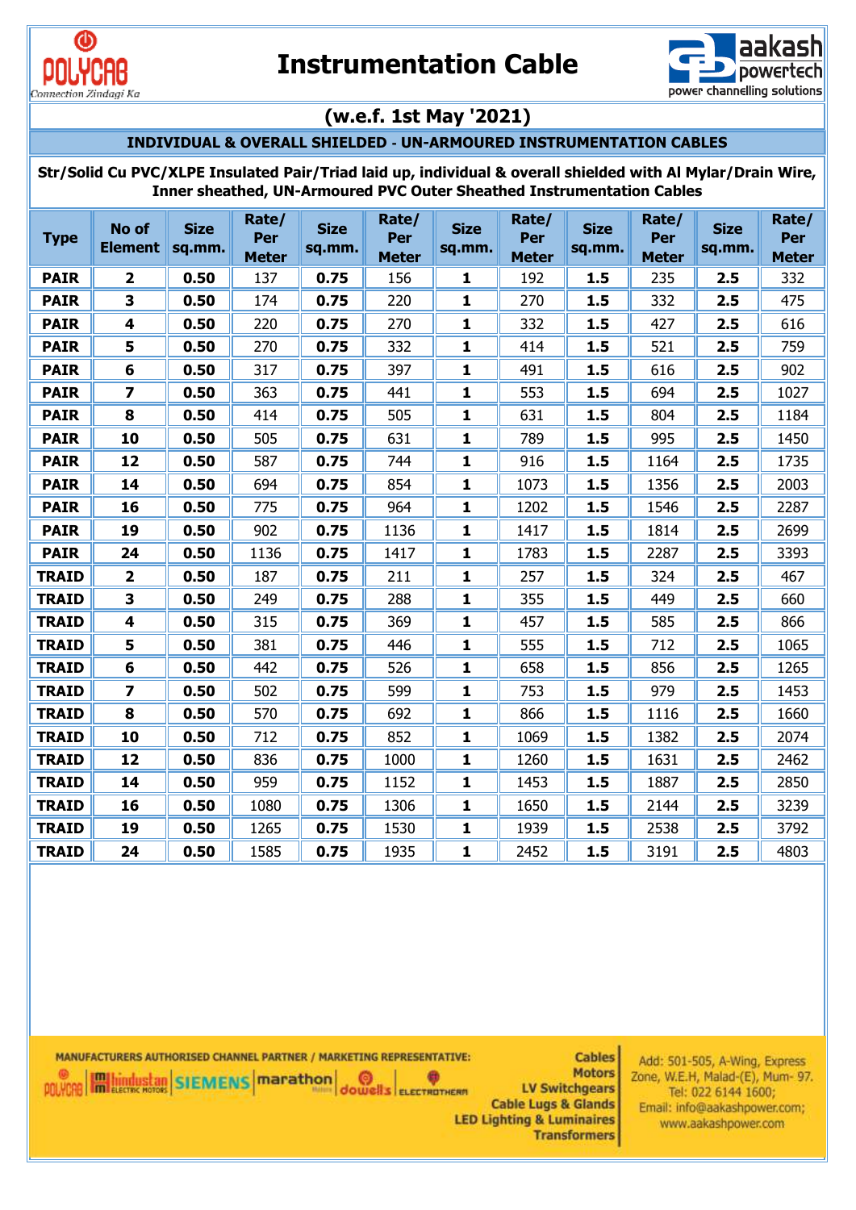POLYCAB
Connection Zindagi Ka

# Instrumentation Cable

aakash powertech
power channelling solutions

## (w.e.f. 1st May '2021)

### INDIVIDUAL & OVERALL SHIELDED - UN-ARMOURED INSTRUMENTATION CABLES

**Str/Solid Cu PVC/XLPE Insulated Pair/Triad laid up, individual & overall shielded with Al Mylar/Drain Wire, Inner sheathed, UN-Armoured PVC Outer Sheathed Instrumentation Cables**

| Type | No of Element | Size sq.mm. | Rate/ Per Meter | Size sq.mm. | Rate/ Per Meter | Size sq.mm. | Rate/ Per Meter | Size sq.mm. | Rate/ Per Meter | Size sq.mm. | Rate/ Per Meter |
|---|---|---|---|---|---|---|---|---|---|---|---|
| PAIR | 2 | 0.50 | 137 | 0.75 | 156 | 1 | 192 | 1.5 | 235 | 2.5 | 332 |
| PAIR | 3 | 0.50 | 174 | 0.75 | 220 | 1 | 270 | 1.5 | 332 | 2.5 | 475 |
| PAIR | 4 | 0.50 | 220 | 0.75 | 270 | 1 | 332 | 1.5 | 427 | 2.5 | 616 |
| PAIR | 5 | 0.50 | 270 | 0.75 | 332 | 1 | 414 | 1.5 | 521 | 2.5 | 759 |
| PAIR | 6 | 0.50 | 317 | 0.75 | 397 | 1 | 491 | 1.5 | 616 | 2.5 | 902 |
| PAIR | 7 | 0.50 | 363 | 0.75 | 441 | 1 | 553 | 1.5 | 694 | 2.5 | 1027 |
| PAIR | 8 | 0.50 | 414 | 0.75 | 505 | 1 | 631 | 1.5 | 804 | 2.5 | 1184 |
| PAIR | 10 | 0.50 | 505 | 0.75 | 631 | 1 | 789 | 1.5 | 995 | 2.5 | 1450 |
| PAIR | 12 | 0.50 | 587 | 0.75 | 744 | 1 | 916 | 1.5 | 1164 | 2.5 | 1735 |
| PAIR | 14 | 0.50 | 694 | 0.75 | 854 | 1 | 1073 | 1.5 | 1356 | 2.5 | 2003 |
| PAIR | 16 | 0.50 | 775 | 0.75 | 964 | 1 | 1202 | 1.5 | 1546 | 2.5 | 2287 |
| PAIR | 19 | 0.50 | 902 | 0.75 | 1136 | 1 | 1417 | 1.5 | 1814 | 2.5 | 2699 |
| PAIR | 24 | 0.50 | 1136 | 0.75 | 1417 | 1 | 1783 | 1.5 | 2287 | 2.5 | 3393 |
| TRAID | 2 | 0.50 | 187 | 0.75 | 211 | 1 | 257 | 1.5 | 324 | 2.5 | 467 |
| TRAID | 3 | 0.50 | 249 | 0.75 | 288 | 1 | 355 | 1.5 | 449 | 2.5 | 660 |
| TRAID | 4 | 0.50 | 315 | 0.75 | 369 | 1 | 457 | 1.5 | 585 | 2.5 | 866 |
| TRAID | 5 | 0.50 | 381 | 0.75 | 446 | 1 | 555 | 1.5 | 712 | 2.5 | 1065 |
| TRAID | 6 | 0.50 | 442 | 0.75 | 526 | 1 | 658 | 1.5 | 856 | 2.5 | 1265 |
| TRAID | 7 | 0.50 | 502 | 0.75 | 599 | 1 | 753 | 1.5 | 979 | 2.5 | 1453 |
| TRAID | 8 | 0.50 | 570 | 0.75 | 692 | 1 | 866 | 1.5 | 1116 | 2.5 | 1660 |
| TRAID | 10 | 0.50 | 712 | 0.75 | 852 | 1 | 1069 | 1.5 | 1382 | 2.5 | 2074 |
| TRAID | 12 | 0.50 | 836 | 0.75 | 1000 | 1 | 1260 | 1.5 | 1631 | 2.5 | 2462 |
| TRAID | 14 | 0.50 | 959 | 0.75 | 1152 | 1 | 1453 | 1.5 | 1887 | 2.5 | 2850 |
| TRAID | 16 | 0.50 | 1080 | 0.75 | 1306 | 1 | 1650 | 1.5 | 2144 | 2.5 | 3239 |
| TRAID | 19 | 0.50 | 1265 | 0.75 | 1530 | 1 | 1939 | 1.5 | 2538 | 2.5 | 3792 |
| TRAID | 24 | 0.50 | 1585 | 0.75 | 1935 | 1 | 2452 | 1.5 | 3191 | 2.5 | 4803 |

**MANUFACTURERS AUTHORISED CHANNEL PARTNER / MARKETING REPRESENTATIVE:**

POLYCAB | hindustan ELECTRIC MOTORS | SIEMENS | marathon Motors | dowell's | ELECTROTHERM

**Cables**
**Motors**
**LV Switchgears**
**Cable Lugs & Glands**
**LED Lighting & Luminaires**
**Transformers**

Add: 501-505, A-Wing, Express Zone, W.E.H, Malad-(E), Mum- 97.
Tel: 022 6144 1600;
Email: info@aakashpower.com;
www.aakashpower.com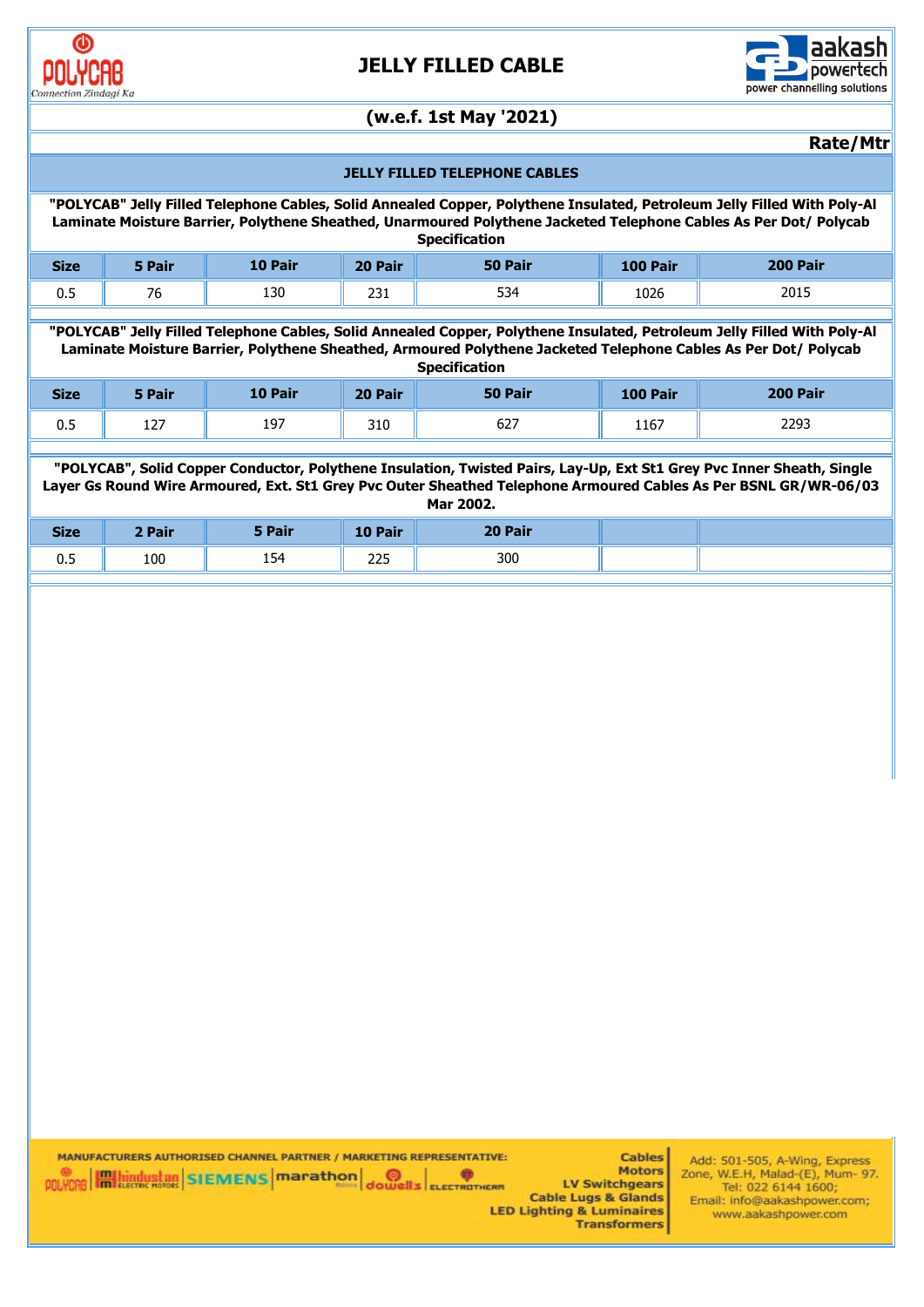# JELLY FILLED CABLE

## (w.e.f. 1st May '2021)

**Rate/Mtr**

### JELLY FILLED TELEPHONE CABLES

**"POLYCAB" Jelly Filled Telephone Cables, Solid Annealed Copper, Polythene Insulated, Petroleum Jelly Filled With Poly-Al Laminate Moisture Barrier, Polythene Sheathed, Unarmoured Polythene Jacketed Telephone Cables As Per Dot/ Polycab Specification**

| Size | 5 Pair | 10 Pair | 20 Pair | 50 Pair | 100 Pair | 200 Pair |
|---|---|---|---|---|---|---|
| 0.5 | 76 | 130 | 231 | 534 | 1026 | 2015 |

**"POLYCAB" Jelly Filled Telephone Cables, Solid Annealed Copper, Polythene Insulated, Petroleum Jelly Filled With Poly-Al Laminate Moisture Barrier, Polythene Sheathed, Armoured Polythene Jacketed Telephone Cables As Per Dot/ Polycab Specification**

| Size | 5 Pair | 10 Pair | 20 Pair | 50 Pair | 100 Pair | 200 Pair |
|---|---|---|---|---|---|---|
| 0.5 | 127 | 197 | 310 | 627 | 1167 | 2293 |

**"POLYCAB", Solid Copper Conductor, Polythene Insulation, Twisted Pairs, Lay-Up, Ext St1 Grey Pvc Inner Sheath, Single Layer Gs Round Wire Armoured, Ext. St1 Grey Pvc Outer Sheathed Telephone Armoured Cables As Per BSNL GR/WR-06/03 Mar 2002.**

| Size | 2 Pair | 5 Pair | 10 Pair | 20 Pair | | |
|---|---|---|---|---|---|---|
| 0.5 | 100 | 154 | 225 | 300 | | |

MANUFACTURERS AUTHORISED CHANNEL PARTNER / MARKETING REPRESENTATIVE:

Cables
Motors
LV Switchgears
Cable Lugs & Glands
LED Lighting & Luminaires
Transformers

Add: 501-505, A-Wing, Express Zone, W.E.H, Malad-(E), Mum- 97.
Tel: 022 6144 1600;
Email: info@aakashpower.com;
www.aakashpower.com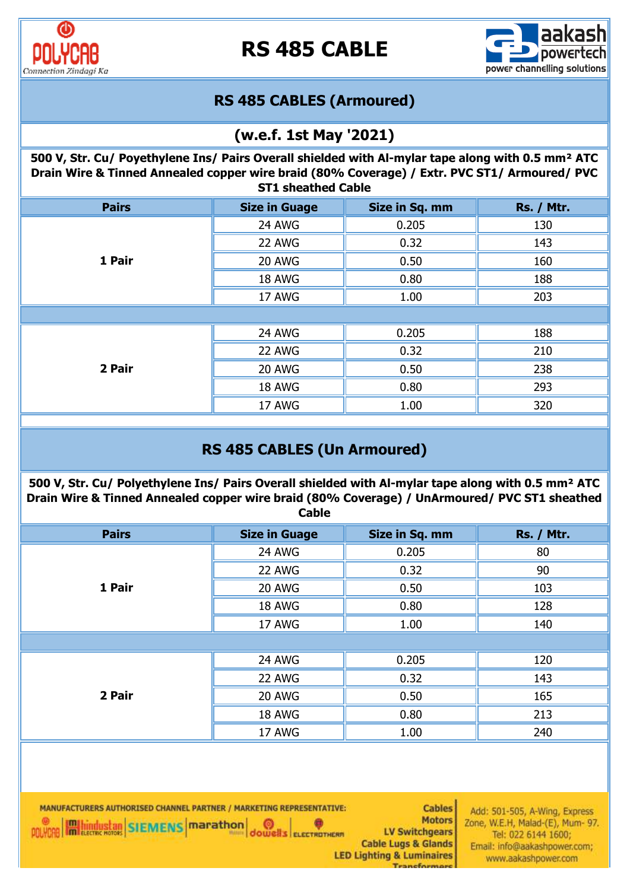# RS 485 CABLE

## RS 485 CABLES (Armoured)

### (w.e.f. 1st May '2021)

**500 V, Str. Cu/ Poyethylene Ins/ Pairs Overall shielded with Al-mylar tape along with 0.5 mm² ATC Drain Wire & Tinned Annealed copper wire braid (80% Coverage) / Extr. PVC ST1/ Armoured/ PVC ST1 sheathed Cable**

| Pairs | Size in Guage | Size in Sq. mm | Rs. / Mtr. |
|---|---|---|---|
| 1 Pair | 24 AWG | 0.205 | 130 |
| | 22 AWG | 0.32 | 143 |
| | 20 AWG | 0.50 | 160 |
| | 18 AWG | 0.80 | 188 |
| | 17 AWG | 1.00 | 203 |
| 2 Pair | 24 AWG | 0.205 | 188 |
| | 22 AWG | 0.32 | 210 |
| | 20 AWG | 0.50 | 238 |
| | 18 AWG | 0.80 | 293 |
| | 17 AWG | 1.00 | 320 |

## RS 485 CABLES (Un Armoured)

**500 V, Str. Cu/ Polyethylene Ins/ Pairs Overall shielded with Al-mylar tape along with 0.5 mm² ATC Drain Wire & Tinned Annealed copper wire braid (80% Coverage) / UnArmoured/ PVC ST1 sheathed Cable**

| Pairs | Size in Guage | Size in Sq. mm | Rs. / Mtr. |
|---|---|---|---|
| 1 Pair | 24 AWG | 0.205 | 80 |
| | 22 AWG | 0.32 | 90 |
| | 20 AWG | 0.50 | 103 |
| | 18 AWG | 0.80 | 128 |
| | 17 AWG | 1.00 | 140 |
| 2 Pair | 24 AWG | 0.205 | 120 |
| | 22 AWG | 0.32 | 143 |
| | 20 AWG | 0.50 | 165 |
| | 18 AWG | 0.80 | 213 |
| | 17 AWG | 1.00 | 240 |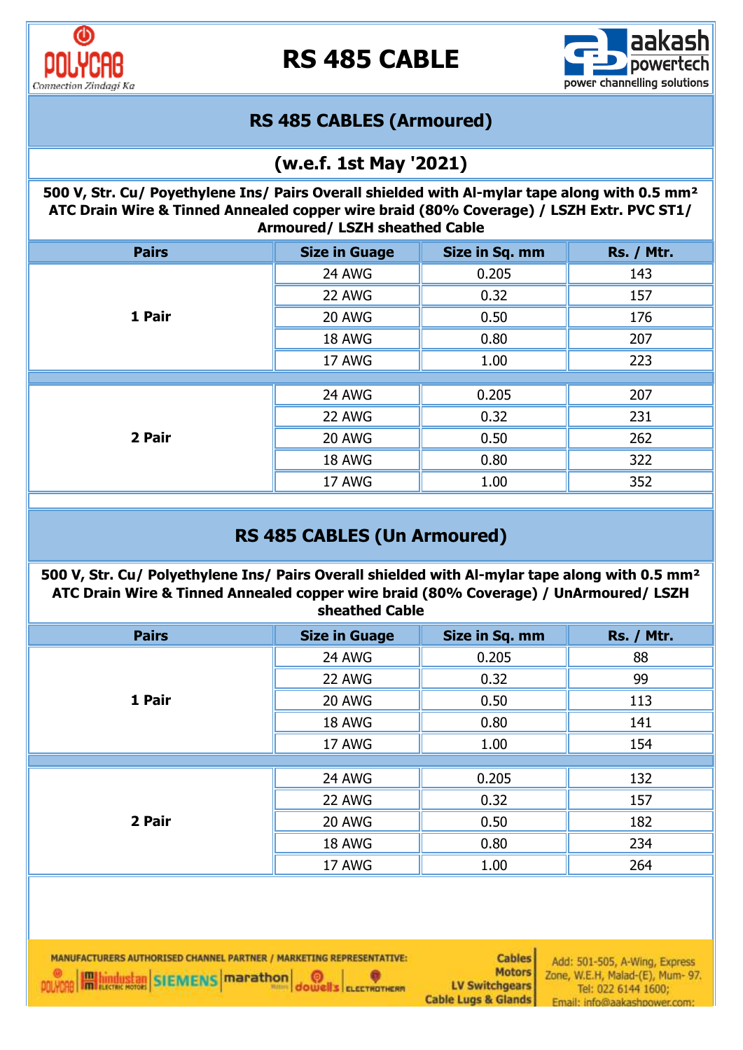# RS 485 CABLE

## RS 485 CABLES (Armoured)

### (w.e.f. 1st May '2021)

**500 V, Str. Cu/ Poyethylene Ins/ Pairs Overall shielded with Al-mylar tape along with 0.5 mm² ATC Drain Wire & Tinned Annealed copper wire braid (80% Coverage) / LSZH Extr. PVC ST1/ Armoured/ LSZH sheathed Cable**

| Pairs | Size in Guage | Size in Sq. mm | Rs. / Mtr. |
|---|---|---|---|
| 1 Pair | 24 AWG | 0.205 | 143 |
| | 22 AWG | 0.32 | 157 |
| | 20 AWG | 0.50 | 176 |
| | 18 AWG | 0.80 | 207 |
| | 17 AWG | 1.00 | 223 |
| 2 Pair | 24 AWG | 0.205 | 207 |
| | 22 AWG | 0.32 | 231 |
| | 20 AWG | 0.50 | 262 |
| | 18 AWG | 0.80 | 322 |
| | 17 AWG | 1.00 | 352 |

## RS 485 CABLES (Un Armoured)

**500 V, Str. Cu/ Polyethylene Ins/ Pairs Overall shielded with Al-mylar tape along with 0.5 mm² ATC Drain Wire & Tinned Annealed copper wire braid (80% Coverage) / UnArmoured/ LSZH sheathed Cable**

| Pairs | Size in Guage | Size in Sq. mm | Rs. / Mtr. |
|---|---|---|---|
| 1 Pair | 24 AWG | 0.205 | 88 |
| | 22 AWG | 0.32 | 99 |
| | 20 AWG | 0.50 | 113 |
| | 18 AWG | 0.80 | 141 |
| | 17 AWG | 1.00 | 154 |
| 2 Pair | 24 AWG | 0.205 | 132 |
| | 22 AWG | 0.32 | 157 |
| | 20 AWG | 0.50 | 182 |
| | 18 AWG | 0.80 | 234 |
| | 17 AWG | 1.00 | 264 |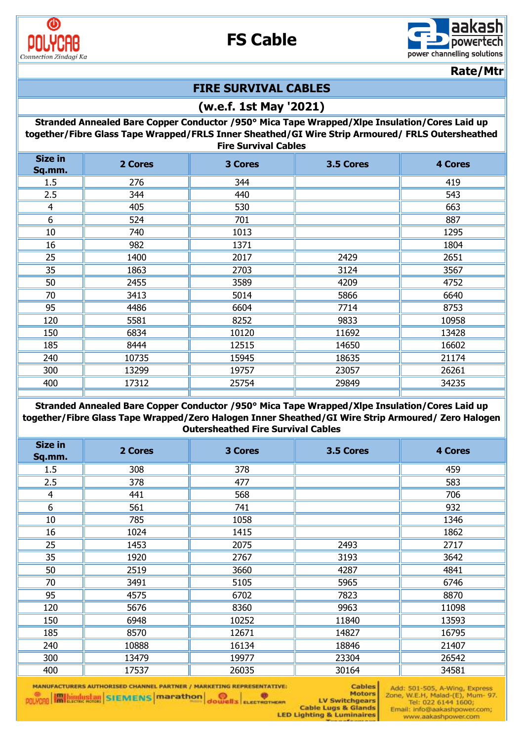# FS Cable

Rate/Mtr

## FIRE SURVIVAL CABLES

## (w.e.f. 1st May '2021)

**Stranded Annealed Bare Copper Conductor /950° Mica Tape Wrapped/Xlpe Insulation/Cores Laid up together/Fibre Glass Tape Wrapped/FRLS Inner Sheathed/GI Wire Strip Armoured/ FRLS Outersheathed Fire Survival Cables**

| Size in Sq.mm. | 2 Cores | 3 Cores | 3.5 Cores | 4 Cores |
|---|---|---|---|---|
| 1.5 | 276 | 344 | | 419 |
| 2.5 | 344 | 440 | | 543 |
| 4 | 405 | 530 | | 663 |
| 6 | 524 | 701 | | 887 |
| 10 | 740 | 1013 | | 1295 |
| 16 | 982 | 1371 | | 1804 |
| 25 | 1400 | 2017 | 2429 | 2651 |
| 35 | 1863 | 2703 | 3124 | 3567 |
| 50 | 2455 | 3589 | 4209 | 4752 |
| 70 | 3413 | 5014 | 5866 | 6640 |
| 95 | 4486 | 6604 | 7714 | 8753 |
| 120 | 5581 | 8252 | 9833 | 10958 |
| 150 | 6834 | 10120 | 11692 | 13428 |
| 185 | 8444 | 12515 | 14650 | 16602 |
| 240 | 10735 | 15945 | 18635 | 21174 |
| 300 | 13299 | 19757 | 23057 | 26261 |
| 400 | 17312 | 25754 | 29849 | 34235 |

**Stranded Annealed Bare Copper Conductor /950° Mica Tape Wrapped/Xlpe Insulation/Cores Laid up together/Fibre Glass Tape Wrapped/Zero Halogen Inner Sheathed/GI Wire Strip Armoured/ Zero Halogen Outersheathed Fire Survival Cables**

| Size in Sq.mm. | 2 Cores | 3 Cores | 3.5 Cores | 4 Cores |
|---|---|---|---|---|
| 1.5 | 308 | 378 | | 459 |
| 2.5 | 378 | 477 | | 583 |
| 4 | 441 | 568 | | 706 |
| 6 | 561 | 741 | | 932 |
| 10 | 785 | 1058 | | 1346 |
| 16 | 1024 | 1415 | | 1862 |
| 25 | 1453 | 2075 | 2493 | 2717 |
| 35 | 1920 | 2767 | 3193 | 3642 |
| 50 | 2519 | 3660 | 4287 | 4841 |
| 70 | 3491 | 5105 | 5965 | 6746 |
| 95 | 4575 | 6702 | 7823 | 8870 |
| 120 | 5676 | 8360 | 9963 | 11098 |
| 150 | 6948 | 10252 | 11840 | 13593 |
| 185 | 8570 | 12671 | 14827 | 16795 |
| 240 | 10888 | 16134 | 18846 | 21407 |
| 300 | 13479 | 19977 | 23304 | 26542 |
| 400 | 17537 | 26035 | 30164 | 34581 |

MANUFACTURERS AUTHORISED CHANNEL PARTNER / MARKETING REPRESENTATIVE:

Cables, Motors, LV Switchgears, Cable Lugs & Glands, LED Lighting & Luminaires

Add: 501-505, A-Wing, Express Zone, W.E.H, Malad-(E), Mum- 97. Tel: 022 6144 1600; Email: info@aakashpower.com; www.aakashpower.com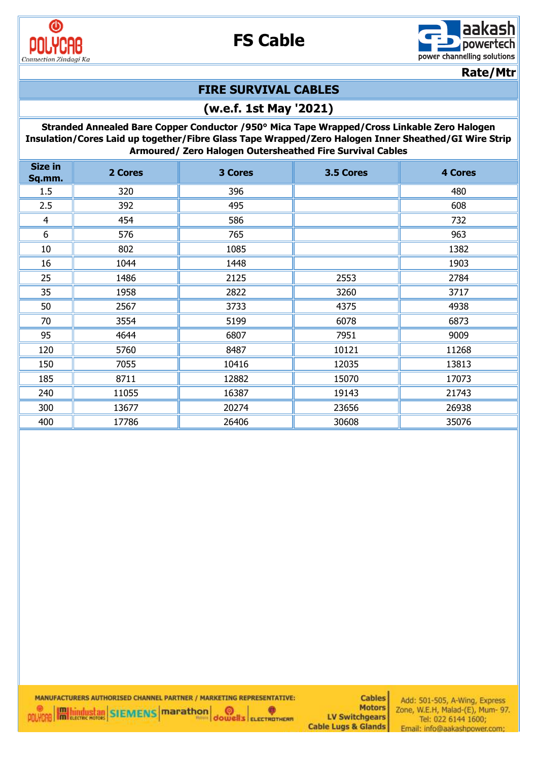# FS Cable

**Rate/Mtr**

## FIRE SURVIVAL CABLES

## (w.e.f. 1st May '2021)

**Stranded Annealed Bare Copper Conductor /950° Mica Tape Wrapped/Cross Linkable Zero Halogen Insulation/Cores Laid up together/Fibre Glass Tape Wrapped/Zero Halogen Inner Sheathed/GI Wire Strip Armoured/ Zero Halogen Outersheathed Fire Survival Cables**

| Size in Sq.mm. | 2 Cores | 3 Cores | 3.5 Cores | 4 Cores |
|---|---|---|---|---|
| 1.5 | 320 | 396 | | 480 |
| 2.5 | 392 | 495 | | 608 |
| 4 | 454 | 586 | | 732 |
| 6 | 576 | 765 | | 963 |
| 10 | 802 | 1085 | | 1382 |
| 16 | 1044 | 1448 | | 1903 |
| 25 | 1486 | 2125 | 2553 | 2784 |
| 35 | 1958 | 2822 | 3260 | 3717 |
| 50 | 2567 | 3733 | 4375 | 4938 |
| 70 | 3554 | 5199 | 6078 | 6873 |
| 95 | 4644 | 6807 | 7951 | 9009 |
| 120 | 5760 | 8487 | 10121 | 11268 |
| 150 | 7055 | 10416 | 12035 | 13813 |
| 185 | 8711 | 12882 | 15070 | 17073 |
| 240 | 11055 | 16387 | 19143 | 21743 |
| 300 | 13677 | 20274 | 23656 | 26938 |
| 400 | 17786 | 26406 | 30608 | 35076 |

MANUFACTURERS AUTHORISED CHANNEL PARTNER / MARKETING REPRESENTATIVE:

Cables
Motors
LV Switchgears
Cable Lugs & Glands

Add: 501-505, A-Wing, Express Zone, W.E.H, Malad-(E), Mum- 97.
Tel: 022 6144 1600;
Email: info@aakashpower.com;